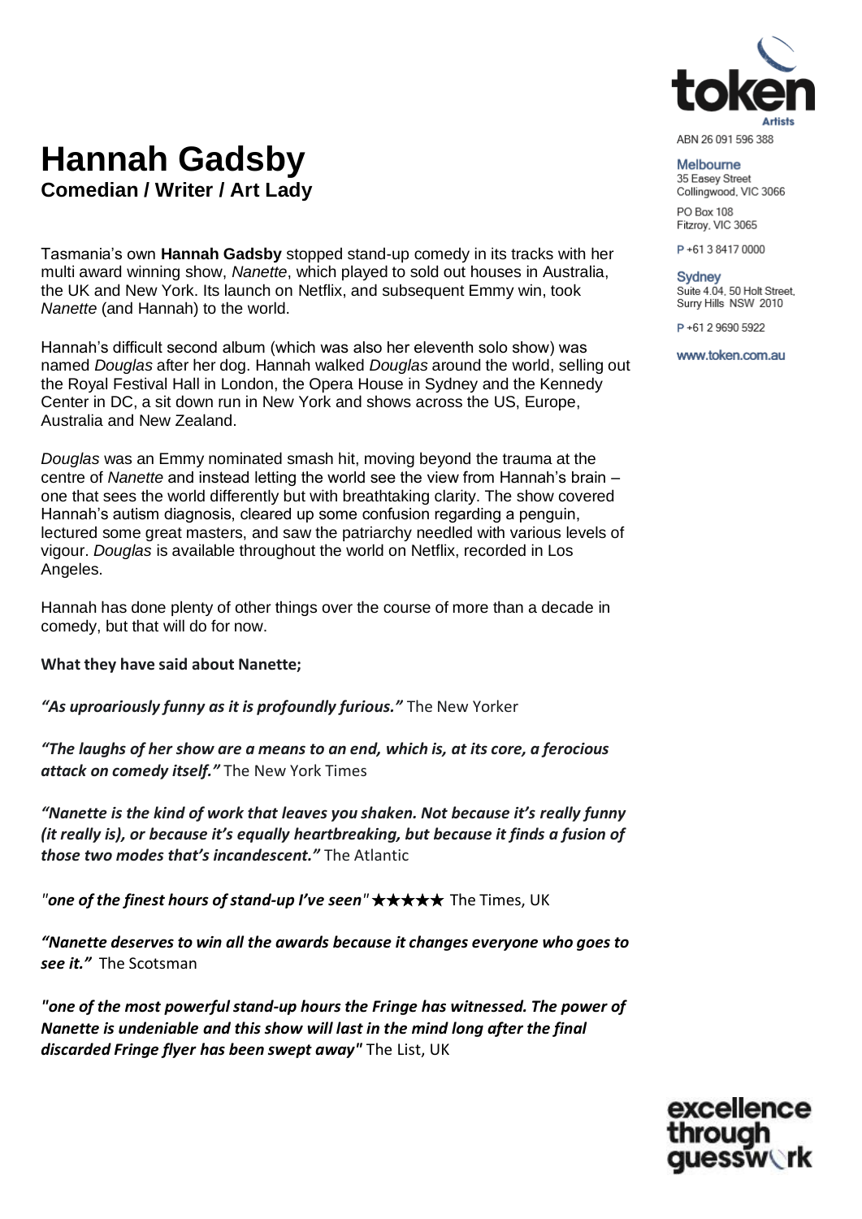# Hannah Gadsby

## Comedian / Writer / Art Lady

ABN 26 091 596 388

Melbourne
35 Easey Street
Collingwood, VIC 3066

PO Box 108
Fitzroy, VIC 3065

P +61 3 8417 0000

Sydney
Suite 4.04, 50 Holt Street,
Surry Hills NSW 2010

P +61 2 9690 5922

www.token.com.au

Tasmania's own **Hannah Gadsby** stopped stand-up comedy in its tracks with her multi award winning show, *Nanette*, which played to sold out houses in Australia, the UK and New York. Its launch on Netflix, and subsequent Emmy win, took *Nanette* (and Hannah) to the world.

Hannah's difficult second album (which was also her eleventh solo show) was named *Douglas* after her dog. Hannah walked *Douglas* around the world, selling out the Royal Festival Hall in London, the Opera House in Sydney and the Kennedy Center in DC, a sit down run in New York and shows across the US, Europe, Australia and New Zealand.

*Douglas* was an Emmy nominated smash hit, moving beyond the trauma at the centre of *Nanette* and instead letting the world see the view from Hannah's brain – one that sees the world differently but with breathtaking clarity. The show covered Hannah's autism diagnosis, cleared up some confusion regarding a penguin, lectured some great masters, and saw the patriarchy needled with various levels of vigour. *Douglas* is available throughout the world on Netflix, recorded in Los Angeles.

Hannah has done plenty of other things over the course of more than a decade in comedy, but that will do for now.

**What they have said about Nanette;**

***"As uproariously funny as it is profoundly furious."*** The New Yorker

***"The laughs of her show are a means to an end, which is, at its core, a ferocious attack on comedy itself."*** The New York Times

***"Nanette is the kind of work that leaves you shaken. Not because it's really funny (it really is), or because it's equally heartbreaking, but because it finds a fusion of those two modes that's incandescent."*** The Atlantic

*"**one of the finest hours of stand-up I've seen**"* ★★★★★ The Times, UK

***"Nanette deserves to win all the awards because it changes everyone who goes to see it."*** The Scotsman

***"one of the most powerful stand-up hours the Fringe has witnessed. The power of Nanette is undeniable and this show will last in the mind long after the final discarded Fringe flyer has been swept away"*** The List, UK

excellence through guesswork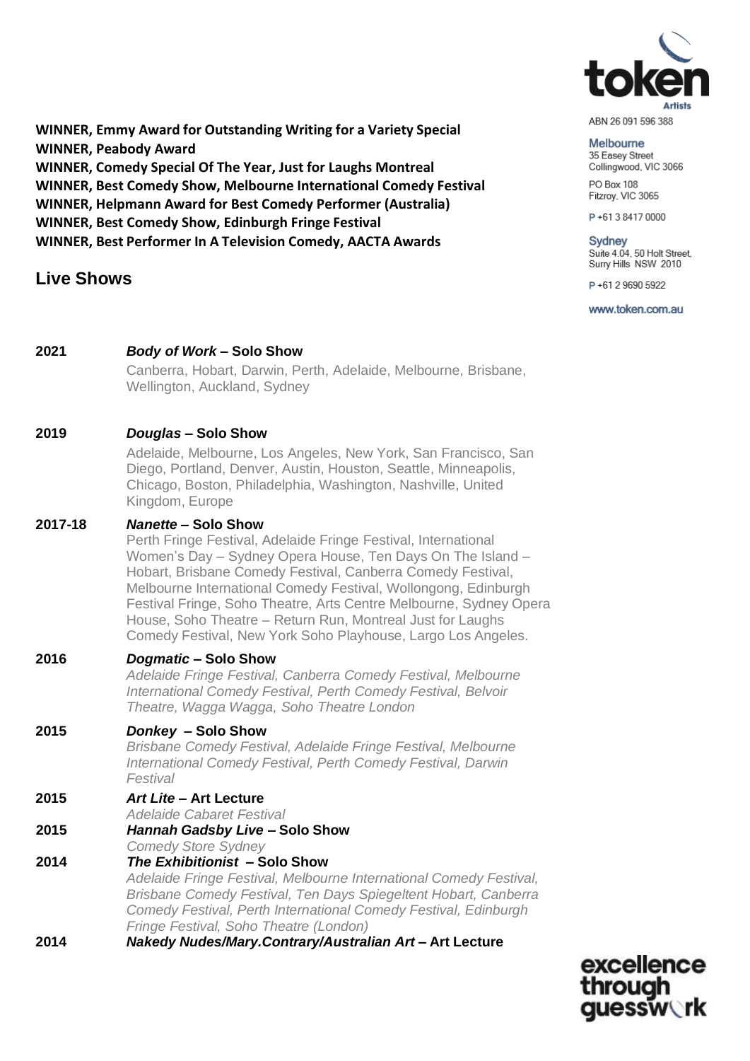**WINNER, Emmy Award for Outstanding Writing for a Variety Special**
**WINNER, Peabody Award**
**WINNER, Comedy Special Of The Year, Just for Laughs Montreal**
**WINNER, Best Comedy Show, Melbourne International Comedy Festival**
**WINNER, Helpmann Award for Best Comedy Performer (Australia)**
**WINNER, Best Comedy Show, Edinburgh Fringe Festival**
**WINNER, Best Performer In A Television Comedy, AACTA Awards**

ABN 26 091 596 388

Melbourne
35 Easey Street
Collingwood, VIC 3066

PO Box 108
Fitzroy, VIC 3065

P +61 3 8417 0000

Sydney
Suite 4.04, 50 Holt Street,
Surry Hills NSW 2010

P +61 2 9690 5922

www.token.com.au

## Live Shows

**2021** ***Body of Work*** **– Solo Show**
Canberra, Hobart, Darwin, Perth, Adelaide, Melbourne, Brisbane, Wellington, Auckland, Sydney

**2019** ***Douglas*** **– Solo Show**
Adelaide, Melbourne, Los Angeles, New York, San Francisco, San Diego, Portland, Denver, Austin, Houston, Seattle, Minneapolis, Chicago, Boston, Philadelphia, Washington, Nashville, United Kingdom, Europe

**2017-18** ***Nanette*** **– Solo Show**
Perth Fringe Festival, Adelaide Fringe Festival, International Women's Day – Sydney Opera House, Ten Days On The Island – Hobart, Brisbane Comedy Festival, Canberra Comedy Festival, Melbourne International Comedy Festival, Wollongong, Edinburgh Festival Fringe, Soho Theatre, Arts Centre Melbourne, Sydney Opera House, Soho Theatre – Return Run, Montreal Just for Laughs Comedy Festival, New York Soho Playhouse, Largo Los Angeles.

**2016** ***Dogmatic*** **– Solo Show**
*Adelaide Fringe Festival, Canberra Comedy Festival, Melbourne International Comedy Festival, Perth Comedy Festival, Belvoir Theatre, Wagga Wagga, Soho Theatre London*

**2015** ***Donkey*** **– Solo Show**
*Brisbane Comedy Festival, Adelaide Fringe Festival, Melbourne International Comedy Festival, Perth Comedy Festival, Darwin Festival*

**2015** ***Art Lite*** **– Art Lecture**
*Adelaide Cabaret Festival*

**2015** ***Hannah Gadsby Live*** **– Solo Show**
*Comedy Store Sydney*

**2014** ***The Exhibitionist*** **– Solo Show**
*Adelaide Fringe Festival, Melbourne International Comedy Festival, Brisbane Comedy Festival, Ten Days Spiegeltent Hobart, Canberra Comedy Festival, Perth International Comedy Festival, Edinburgh Fringe Festival, Soho Theatre (London)*

**2014** ***Nakedy Nudes/Mary.Contrary/Australian Art*** **– Art Lecture**

excellence through guesswork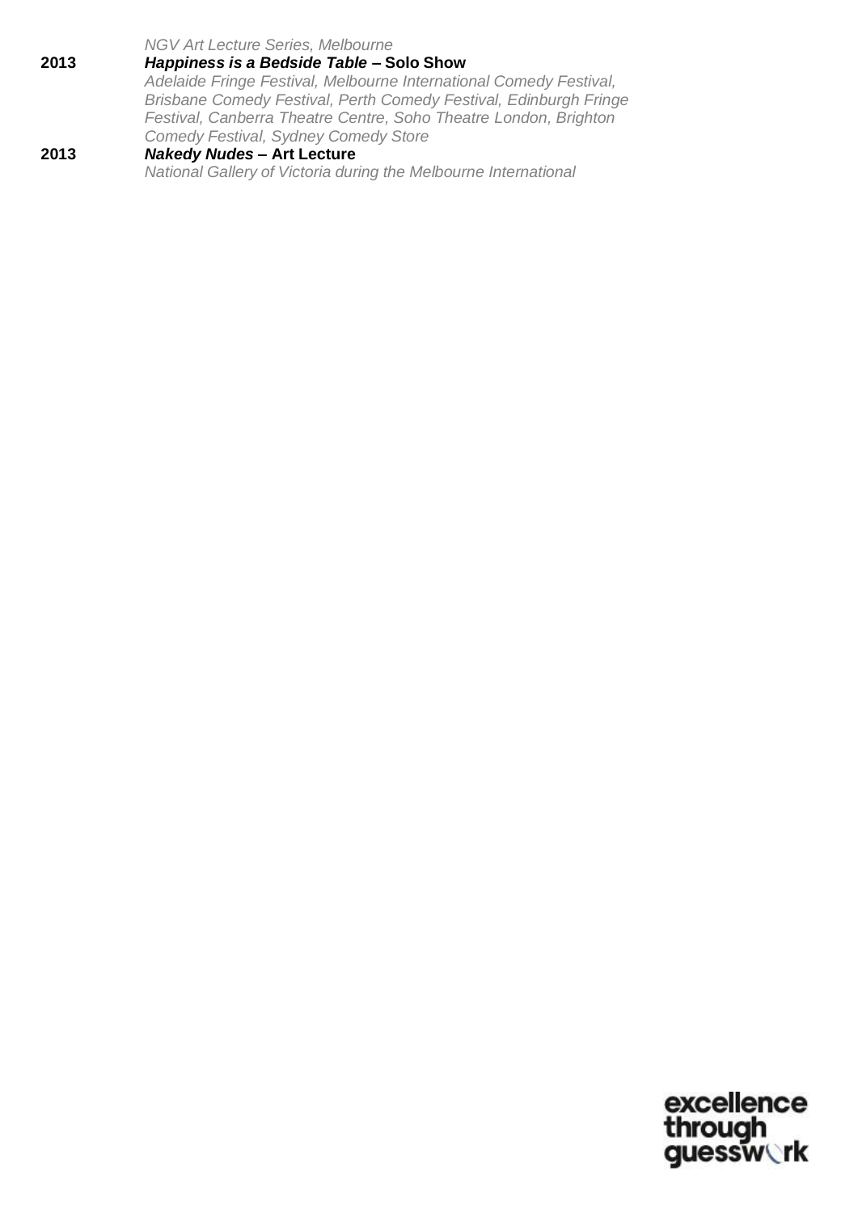*NGV Art Lecture Series, Melbourne*

**2013** ***Happiness is a Bedside Table*** **– Solo Show**
*Adelaide Fringe Festival, Melbourne International Comedy Festival, Brisbane Comedy Festival, Perth Comedy Festival, Edinburgh Fringe Festival, Canberra Theatre Centre, Soho Theatre London, Brighton Comedy Festival, Sydney Comedy Store*

**2013** ***Nakedy Nudes*** **– Art Lecture**
*National Gallery of Victoria during the Melbourne International*

excellence through guesswork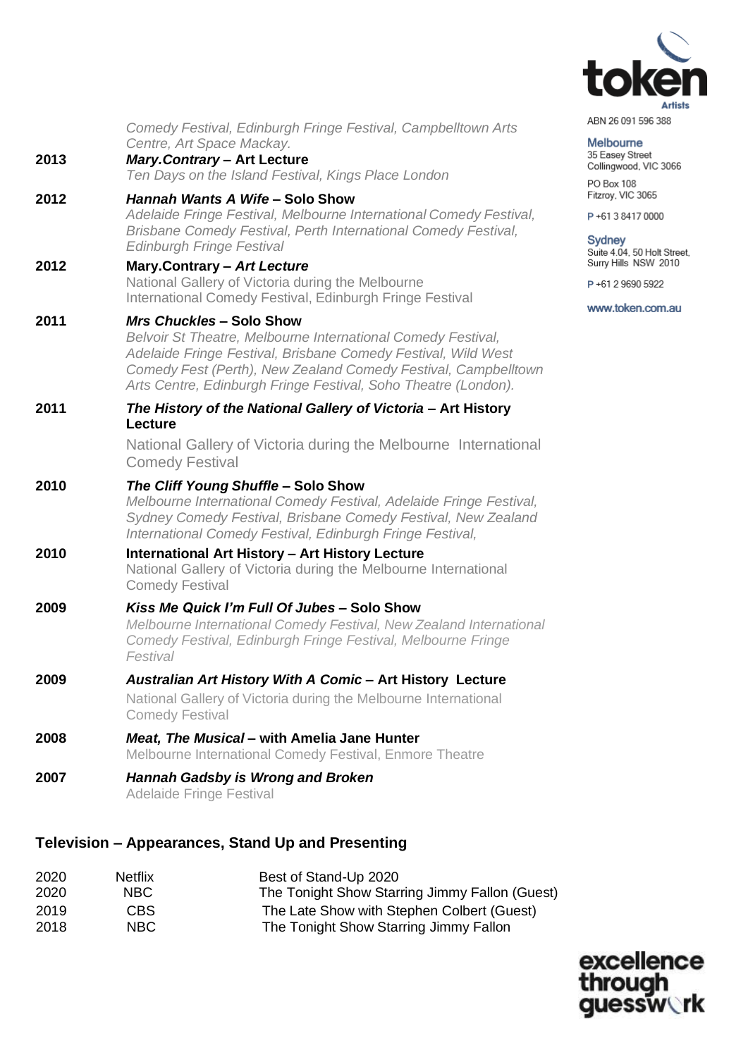*Comedy Festival, Edinburgh Fringe Festival, Campbelltown Arts Centre, Art Space Mackay.*

**2013** ***Mary.Contrary* – Art Lecture**
*Ten Days on the Island Festival, Kings Place London*

**2012** ***Hannah Wants A Wife* – Solo Show**
*Adelaide Fringe Festival, Melbourne International Comedy Festival, Brisbane Comedy Festival, Perth International Comedy Festival, Edinburgh Fringe Festival*

**2012** **Mary.Contrary – *Art Lecture***
National Gallery of Victoria during the Melbourne International Comedy Festival, Edinburgh Fringe Festival

**2011** ***Mrs Chuckles* – Solo Show**
*Belvoir St Theatre, Melbourne International Comedy Festival, Adelaide Fringe Festival, Brisbane Comedy Festival, Wild West Comedy Fest (Perth), New Zealand Comedy Festival, Campbelltown Arts Centre, Edinburgh Fringe Festival, Soho Theatre (London).*

**2011** ***The History of the National Gallery of Victoria* – Art History Lecture**
National Gallery of Victoria during the Melbourne International Comedy Festival

**2010** ***The Cliff Young Shuffle* – Solo Show**
*Melbourne International Comedy Festival, Adelaide Fringe Festival, Sydney Comedy Festival, Brisbane Comedy Festival, New Zealand International Comedy Festival, Edinburgh Fringe Festival,*

**2010** **International Art History – Art History Lecture**
National Gallery of Victoria during the Melbourne International Comedy Festival

**2009** ***Kiss Me Quick I'm Full Of Jubes* – Solo Show**
*Melbourne International Comedy Festival, New Zealand International Comedy Festival, Edinburgh Fringe Festival, Melbourne Fringe Festival*

**2009** ***Australian Art History With A Comic* – Art History Lecture**
National Gallery of Victoria during the Melbourne International Comedy Festival

**2008** ***Meat, The Musical* – with Amelia Jane Hunter**
Melbourne International Comedy Festival, Enmore Theatre

**2007** ***Hannah Gadsby is Wrong and Broken***
Adelaide Fringe Festival

## Television – Appearances, Stand Up and Presenting

| | | |
|---|---|---|
| 2020 | Netflix | Best of Stand-Up 2020 |
| 2020 | NBC | The Tonight Show Starring Jimmy Fallon (Guest) |
| 2019 | CBS | The Late Show with Stephen Colbert (Guest) |
| 2018 | NBC | The Tonight Show Starring Jimmy Fallon |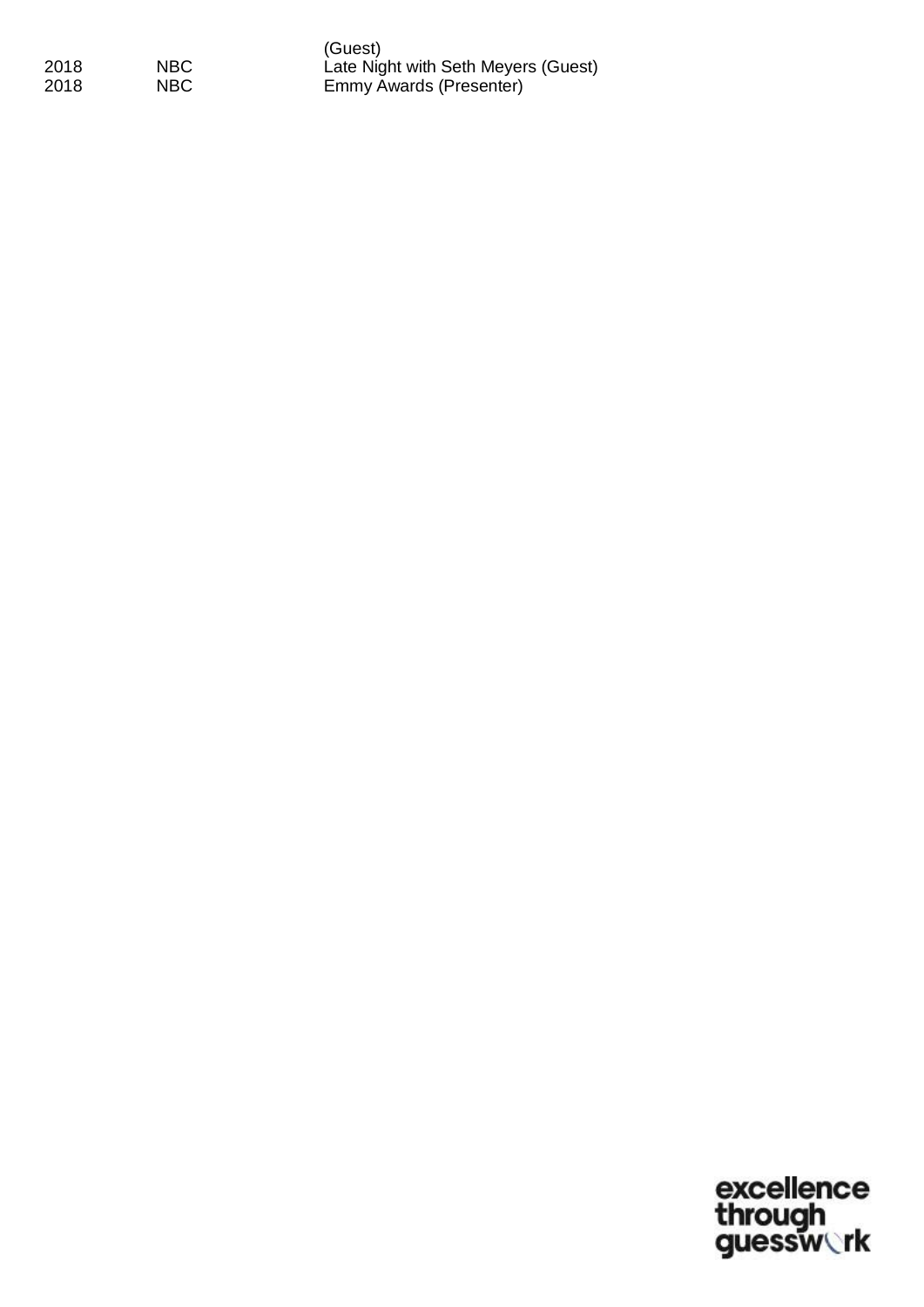| | | (Guest) |
|---|---|---|
| 2018 | NBC | Late Night with Seth Meyers (Guest) |
| 2018 | NBC | Emmy Awards (Presenter) |

excellence through guesswork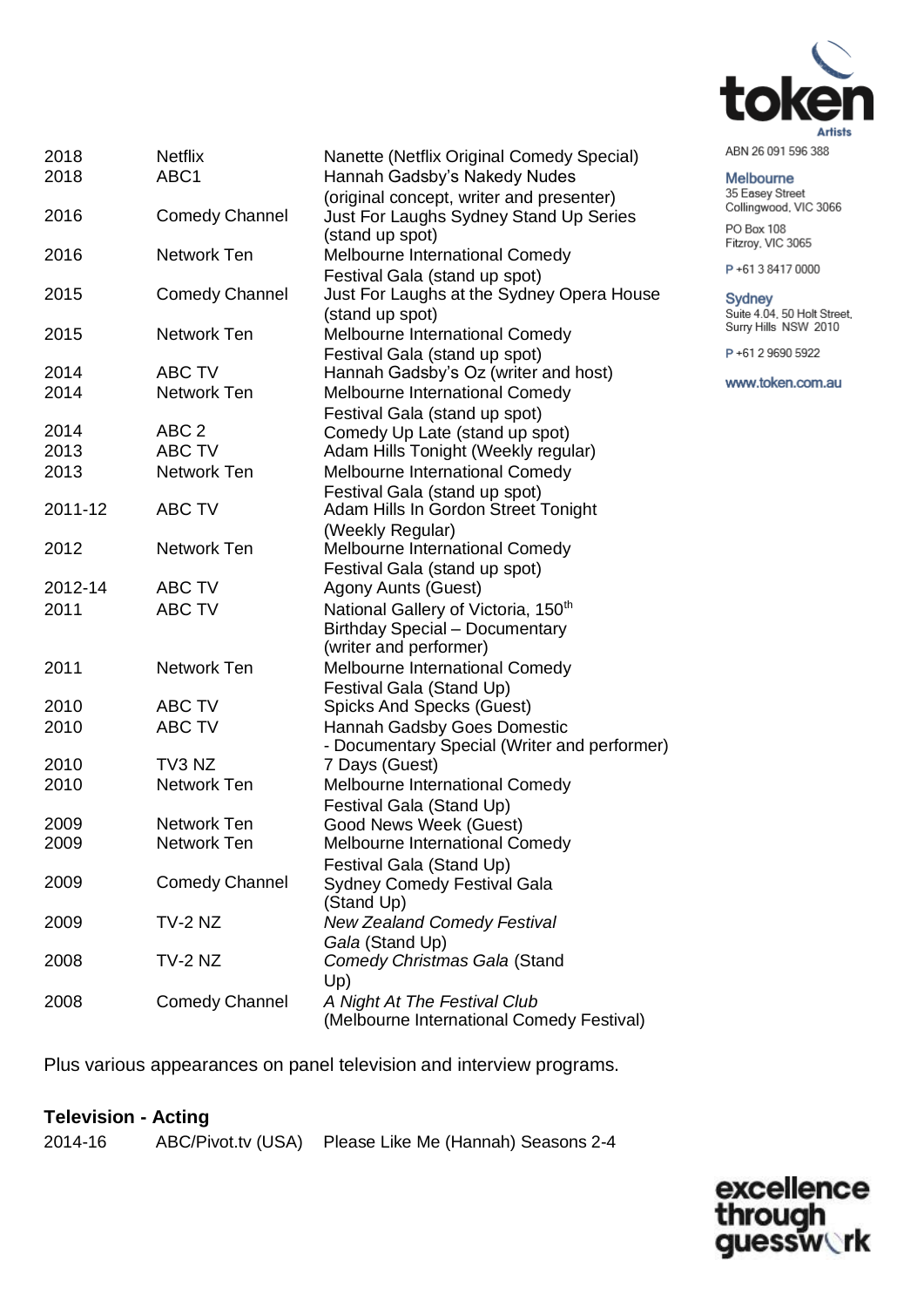| | | |
|---|---|---|
| 2018 | Netflix | Nanette (Netflix Original Comedy Special) |
| 2018 | ABC1 | Hannah Gadsby's Nakedy Nudes (original concept, writer and presenter) |
| 2016 | Comedy Channel | Just For Laughs Sydney Stand Up Series (stand up spot) |
| 2016 | Network Ten | Melbourne International Comedy Festival Gala (stand up spot) |
| 2015 | Comedy Channel | Just For Laughs at the Sydney Opera House (stand up spot) |
| 2015 | Network Ten | Melbourne International Comedy Festival Gala (stand up spot) |
| 2014 | ABC TV | Hannah Gadsby's Oz (writer and host) |
| 2014 | Network Ten | Melbourne International Comedy Festival Gala (stand up spot) |
| 2014 | ABC 2 | Comedy Up Late (stand up spot) |
| 2013 | ABC TV | Adam Hills Tonight (Weekly regular) |
| 2013 | Network Ten | Melbourne International Comedy Festival Gala (stand up spot) |
| 2011-12 | ABC TV | Adam Hills In Gordon Street Tonight (Weekly Regular) |
| 2012 | Network Ten | Melbourne International Comedy Festival Gala (stand up spot) |
| 2012-14 | ABC TV | Agony Aunts (Guest) |
| 2011 | ABC TV | National Gallery of Victoria, 150th Birthday Special – Documentary (writer and performer) |
| 2011 | Network Ten | Melbourne International Comedy Festival Gala (Stand Up) |
| 2010 | ABC TV | Spicks And Specks (Guest) |
| 2010 | ABC TV | Hannah Gadsby Goes Domestic - Documentary Special (Writer and performer) |
| 2010 | TV3 NZ | 7 Days (Guest) |
| 2010 | Network Ten | Melbourne International Comedy Festival Gala (Stand Up) |
| 2009 | Network Ten | Good News Week (Guest) |
| 2009 | Network Ten | Melbourne International Comedy Festival Gala (Stand Up) |
| 2009 | Comedy Channel | Sydney Comedy Festival Gala (Stand Up) |
| 2009 | TV-2 NZ | *New Zealand Comedy Festival Gala* (Stand Up) |
| 2008 | TV-2 NZ | *Comedy Christmas Gala* (Stand Up) |
| 2008 | Comedy Channel | *A Night At The Festival Club* (Melbourne International Comedy Festival) |

Plus various appearances on panel television and interview programs.

**Television - Acting**

| | | |
|---|---|---|
| 2014-16 | ABC/Pivot.tv (USA) | Please Like Me (Hannah) Seasons 2-4 |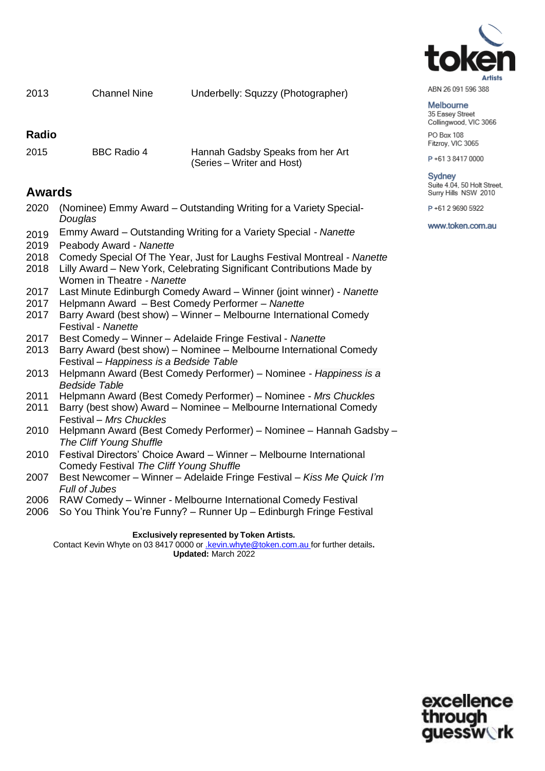| | | |
|---|---|---|
| 2013 | Channel Nine | Underbelly: Squzzy (Photographer) |

## Radio

| | | |
|---|---|---|
| 2015 | BBC Radio 4 | Hannah Gadsby Speaks from her Art (Series – Writer and Host) |

## Awards

| | |
|---|---|
| 2020 | (Nominee) Emmy Award – Outstanding Writing for a Variety Special- *Douglas* |
| 2019 | Emmy Award – Outstanding Writing for a Variety Special - *Nanette* |
| 2019 | Peabody Award - *Nanette* |
| 2018 | Comedy Special Of The Year, Just for Laughs Festival Montreal - *Nanette* |
| 2018 | Lilly Award – New York, Celebrating Significant Contributions Made by Women in Theatre - *Nanette* |
| 2017 | Last Minute Edinburgh Comedy Award – Winner (joint winner) - *Nanette* |
| 2017 | Helpmann Award – Best Comedy Performer – *Nanette* |
| 2017 | Barry Award (best show) – Winner – Melbourne International Comedy Festival - *Nanette* |
| 2017 | Best Comedy – Winner – Adelaide Fringe Festival - *Nanette* |
| 2013 | Barry Award (best show) – Nominee – Melbourne International Comedy Festival – *Happiness is a Bedside Table* |
| 2013 | Helpmann Award (Best Comedy Performer) – Nominee - *Happiness is a Bedside Table* |
| 2011 | Helpmann Award (Best Comedy Performer) – Nominee - *Mrs Chuckles* |
| 2011 | Barry (best show) Award – Nominee – Melbourne International Comedy Festival – *Mrs Chuckles* |
| 2010 | Helpmann Award (Best Comedy Performer) – Nominee – Hannah Gadsby – *The Cliff Young Shuffle* |
| 2010 | Festival Directors' Choice Award – Winner – Melbourne International Comedy Festival *The Cliff Young Shuffle* |
| 2007 | Best Newcomer – Winner – Adelaide Fringe Festival – *Kiss Me Quick I'm Full of Jubes* |
| 2006 | RAW Comedy – Winner - Melbourne International Comedy Festival |
| 2006 | So You Think You're Funny? – Runner Up – Edinburgh Fringe Festival |

**Exclusively represented by Token Artists.**
Contact Kevin Whyte on 03 8417 0000 or .kevin.whyte@token.com.au for further details.
**Updated:** March 2022

token Artists

ABN 26 091 596 388

Melbourne
35 Easey Street
Collingwood, VIC 3066
PO Box 108
Fitzroy, VIC 3065
P +61 3 8417 0000

Sydney
Suite 4.04, 50 Holt Street,
Surry Hills NSW 2010
P +61 2 9690 5922

www.token.com.au

excellence through guesswork